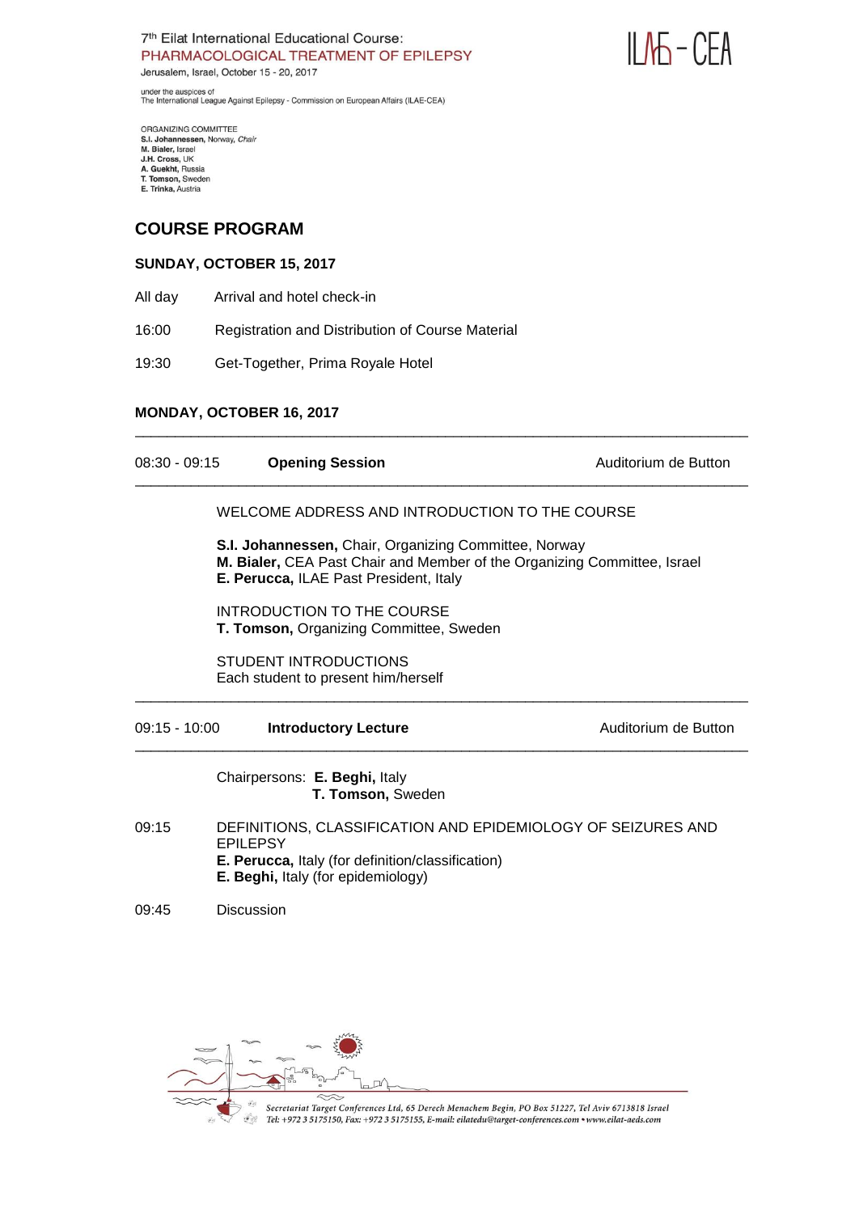7th Eilat International Educational Course:
PHARMACOLOGICAL TREATMENT OF EPILEPSY
Jerusalem, Israel, October 15 - 20, 2017

under the auspices of
The International League Against Epilepsy - Commission on European Affairs (ILAE-CEA)

ILAE - CEA

ORGANIZING COMMITTEE
**S.I. Johannessen**, Norway, *Chair*
**M. Bialer**, Israel
**J.H. Cross**, UK
**A. Guekht**, Russia
**T. Tomson**, Sweden
**E. Trinka**, Austria

## COURSE PROGRAM

### SUNDAY, OCTOBER 15, 2017

All day Arrival and hotel check-in

16:00 Registration and Distribution of Course Material

19:30 Get-Together, Prima Royale Hotel

### MONDAY, OCTOBER 16, 2017

---

08:30 - 09:15 **Opening Session** Auditorium de Button

---

WELCOME ADDRESS AND INTRODUCTION TO THE COURSE

**S.I. Johannessen,** Chair, Organizing Committee, Norway
**M. Bialer,** CEA Past Chair and Member of the Organizing Committee, Israel
**E. Perucca,** ILAE Past President, Italy

INTRODUCTION TO THE COURSE
**T. Tomson,** Organizing Committee, Sweden

STUDENT INTRODUCTIONS
Each student to present him/herself

---

09:15 - 10:00 **Introductory Lecture** Auditorium de Button

---

Chairpersons: **E. Beghi,** Italy
**T. Tomson,** Sweden

09:15 DEFINITIONS, CLASSIFICATION AND EPIDEMIOLOGY OF SEIZURES AND EPILEPSY
**E. Perucca,** Italy (for definition/classification)
**E. Beghi,** Italy (for epidemiology)

09:45 Discussion

*Secretariat Target Conferences Ltd, 65 Derech Menachem Begin, PO Box 51227, Tel Aviv 6713818 Israel*
*Tel: +972 3 5175150, Fax: +972 3 5175155, E-mail: eilatedu@target-conferences.com • www.eilat-aeds.com*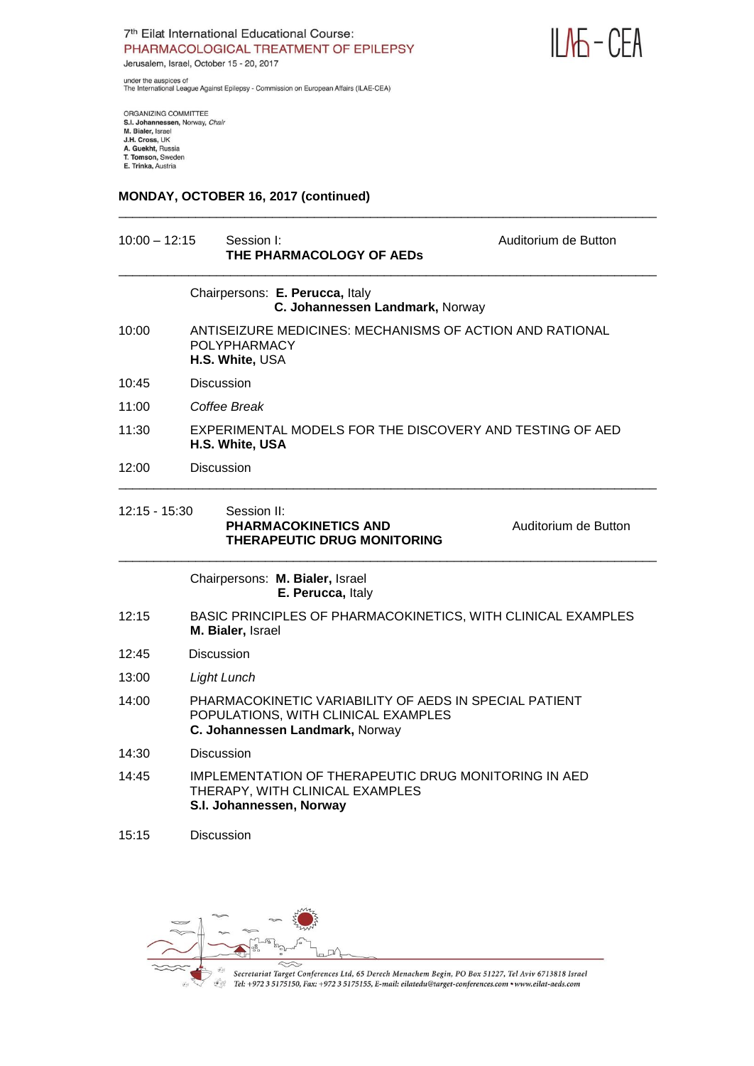## MONDAY, OCTOBER 16, 2017 (continued)

---

**10:00 – 12:15** Session I: **THE PHARMACOLOGY OF AEDs** — Auditorium de Button

---

Chairpersons: **E. Perucca,** Italy
**C. Johannessen Landmark,** Norway

| | |
|---|---|
| 10:00 | ANTISEIZURE MEDICINES: MECHANISMS OF ACTION AND RATIONAL POLYPHARMACY<br>**H.S. White,** USA |
| 10:45 | Discussion |
| 11:00 | *Coffee Break* |
| 11:30 | EXPERIMENTAL MODELS FOR THE DISCOVERY AND TESTING OF AED<br>**H.S. White, USA** |
| 12:00 | Discussion |

---

**12:15 - 15:30** Session II: **PHARMACOKINETICS AND THERAPEUTIC DRUG MONITORING** — Auditorium de Button

---

Chairpersons: **M. Bialer,** Israel
**E. Perucca,** Italy

| | |
|---|---|
| 12:15 | BASIC PRINCIPLES OF PHARMACOKINETICS, WITH CLINICAL EXAMPLES<br>**M. Bialer,** Israel |
| 12:45 | Discussion |
| 13:00 | *Light Lunch* |
| 14:00 | PHARMACOKINETIC VARIABILITY OF AEDS IN SPECIAL PATIENT POPULATIONS, WITH CLINICAL EXAMPLES<br>**C. Johannessen Landmark,** Norway |
| 14:30 | Discussion |
| 14:45 | IMPLEMENTATION OF THERAPEUTIC DRUG MONITORING IN AED THERAPY, WITH CLINICAL EXAMPLES<br>**S.I. Johannessen, Norway** |
| 15:15 | Discussion |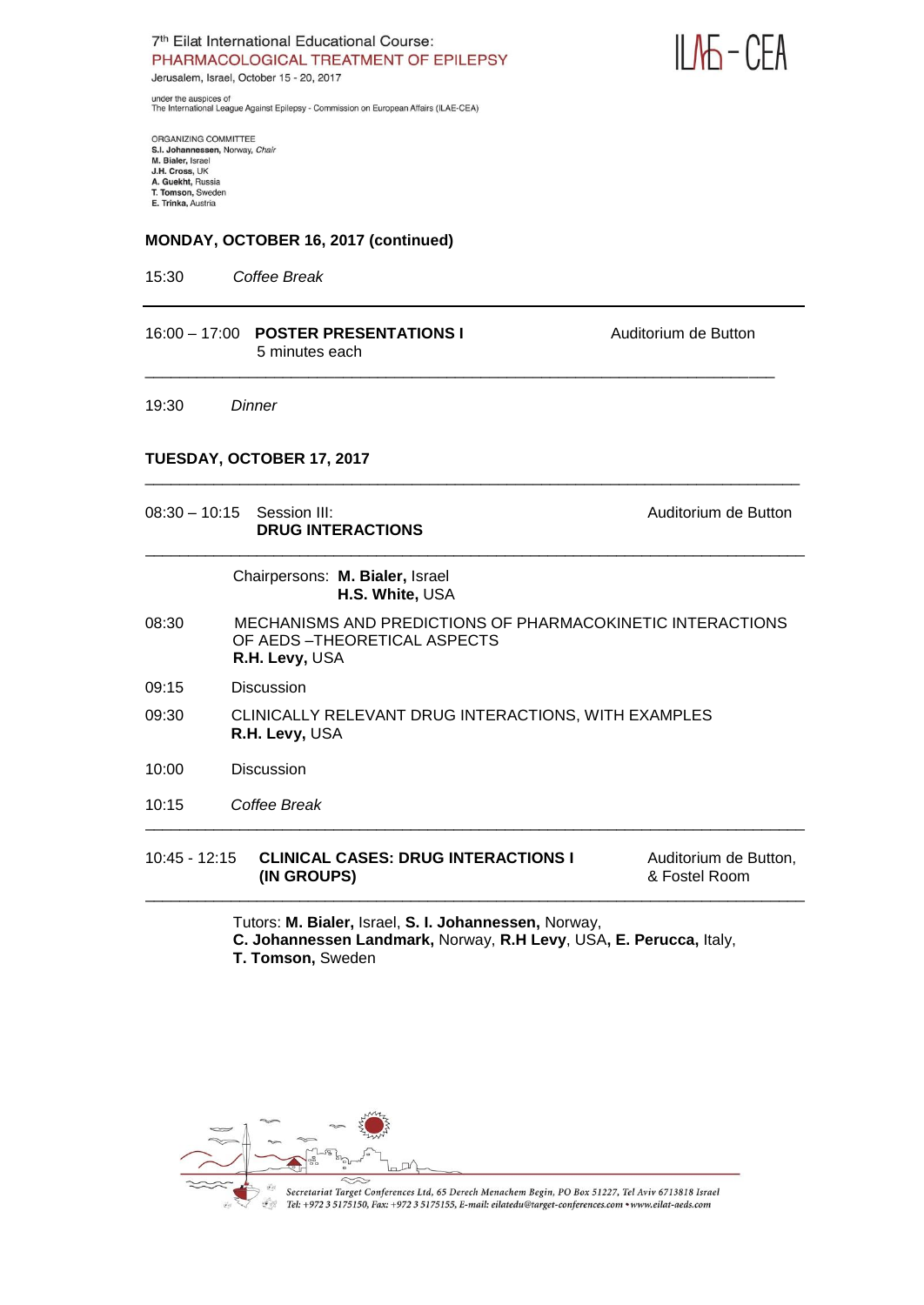## MONDAY, OCTOBER 16, 2017 (continued)

15:30 *Coffee Break*

---

16:00 – 17:00 **POSTER PRESENTATIONS I** — Auditorium de Button
5 minutes each

---

19:30 *Dinner*

## TUESDAY, OCTOBER 17, 2017

---

08:30 – 10:15 Session III: **DRUG INTERACTIONS** — Auditorium de Button

---

Chairpersons: **M. Bialer,** Israel
**H.S. White,** USA

08:30 MECHANISMS AND PREDICTIONS OF PHARMACOKINETIC INTERACTIONS OF AEDS –THEORETICAL ASPECTS
**R.H. Levy,** USA

09:15 Discussion

09:30 CLINICALLY RELEVANT DRUG INTERACTIONS, WITH EXAMPLES
**R.H. Levy,** USA

10:00 Discussion

10:15 *Coffee Break*

---

10:45 - 12:15 **CLINICAL CASES: DRUG INTERACTIONS I (IN GROUPS)** — Auditorium de Button, & Fostel Room

---

Tutors: **M. Bialer,** Israel, **S. I. Johannessen,** Norway, **C. Johannessen Landmark,** Norway, **R.H Levy**, USA**, E. Perucca,** Italy, **T. Tomson,** Sweden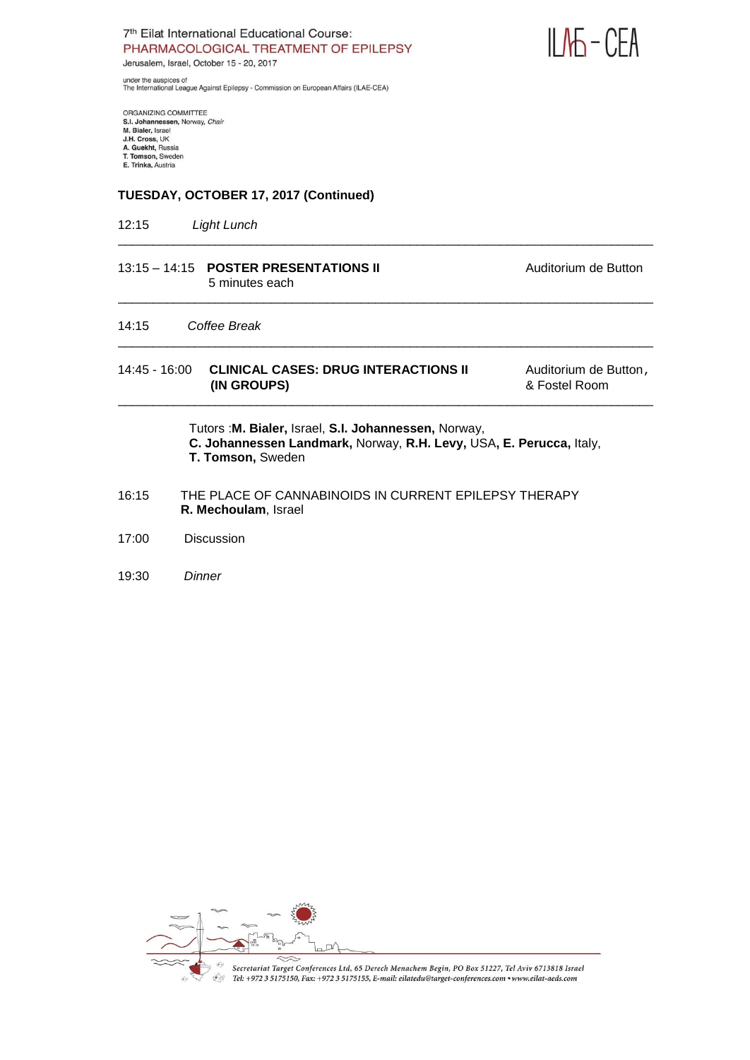## TUESDAY, OCTOBER 17, 2017 (Continued)

12:15 *Light Lunch*

---

13:15 – 14:15 **POSTER PRESENTATIONS II** — Auditorium de Button
5 minutes each

---

14:15 *Coffee Break*

---

14:45 - 16:00 **CLINICAL CASES: DRUG INTERACTIONS II (IN GROUPS)** — Auditorium de Button, & Fostel Room

---

Tutors :**M. Bialer,** Israel, **S.I. Johannessen,** Norway, **C. Johannessen Landmark,** Norway, **R.H. Levy,** USA**, E. Perucca,** Italy, **T. Tomson,** Sweden

16:15 THE PLACE OF CANNABINOIDS IN CURRENT EPILEPSY THERAPY
**R. Mechoulam**, Israel

17:00 Discussion

19:30 *Dinner*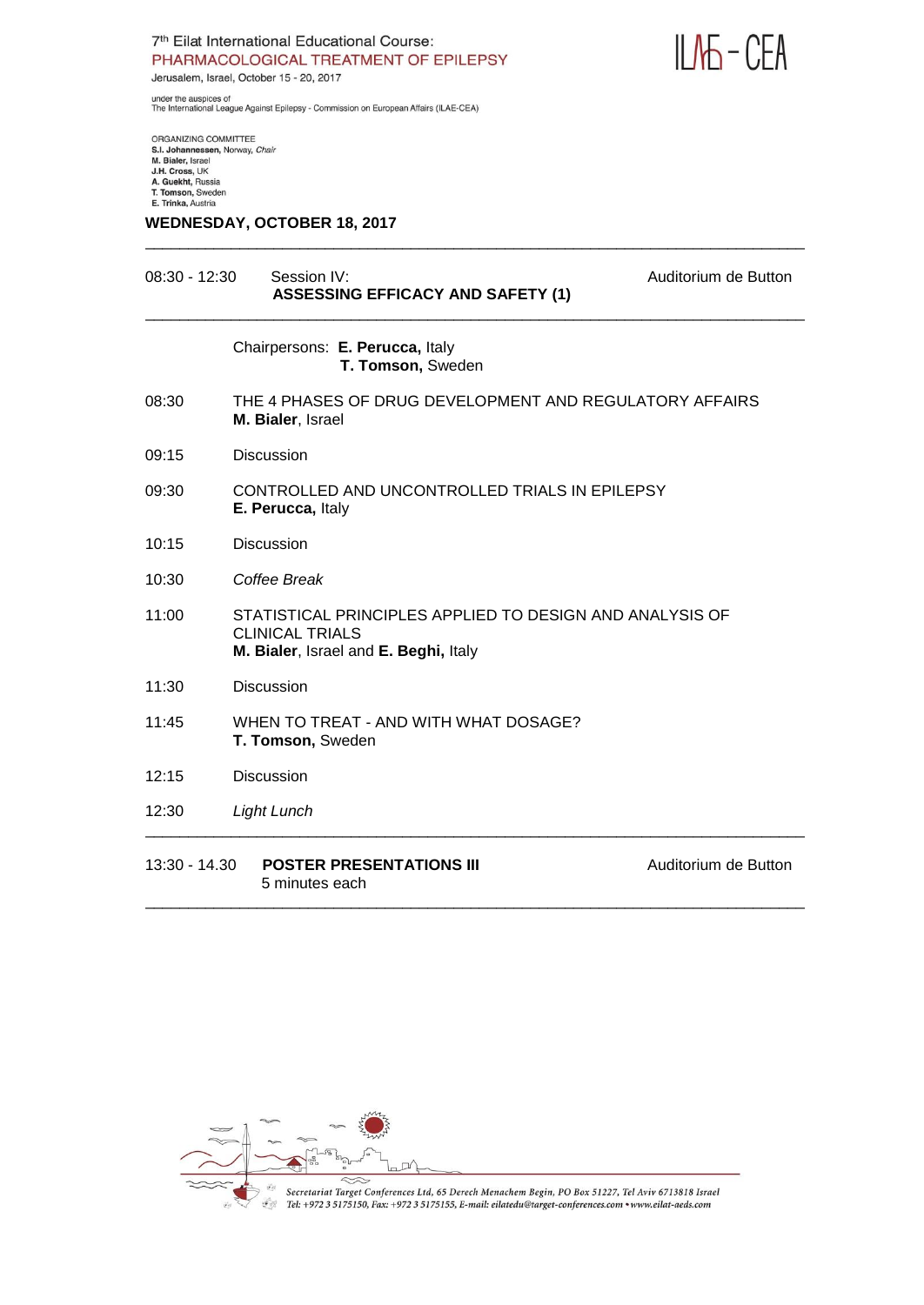## WEDNESDAY, OCTOBER 18, 2017

---

08:30 - 12:30 Session IV: **ASSESSING EFFICACY AND SAFETY (1)** — Auditorium de Button

---

Chairpersons: **E. Perucca,** Italy
**T. Tomson,** Sweden

08:30 THE 4 PHASES OF DRUG DEVELOPMENT AND REGULATORY AFFAIRS
**M. Bialer**, Israel

09:15 Discussion

09:30 CONTROLLED AND UNCONTROLLED TRIALS IN EPILEPSY
**E. Perucca,** Italy

10:15 Discussion

10:30 *Coffee Break*

11:00 STATISTICAL PRINCIPLES APPLIED TO DESIGN AND ANALYSIS OF CLINICAL TRIALS
**M. Bialer**, Israel and **E. Beghi,** Italy

11:30 Discussion

11:45 WHEN TO TREAT - AND WITH WHAT DOSAGE?
**T. Tomson,** Sweden

12:15 Discussion

12:30 *Light Lunch*

---

13:30 - 14.30 **POSTER PRESENTATIONS III** — Auditorium de Button
5 minutes each

---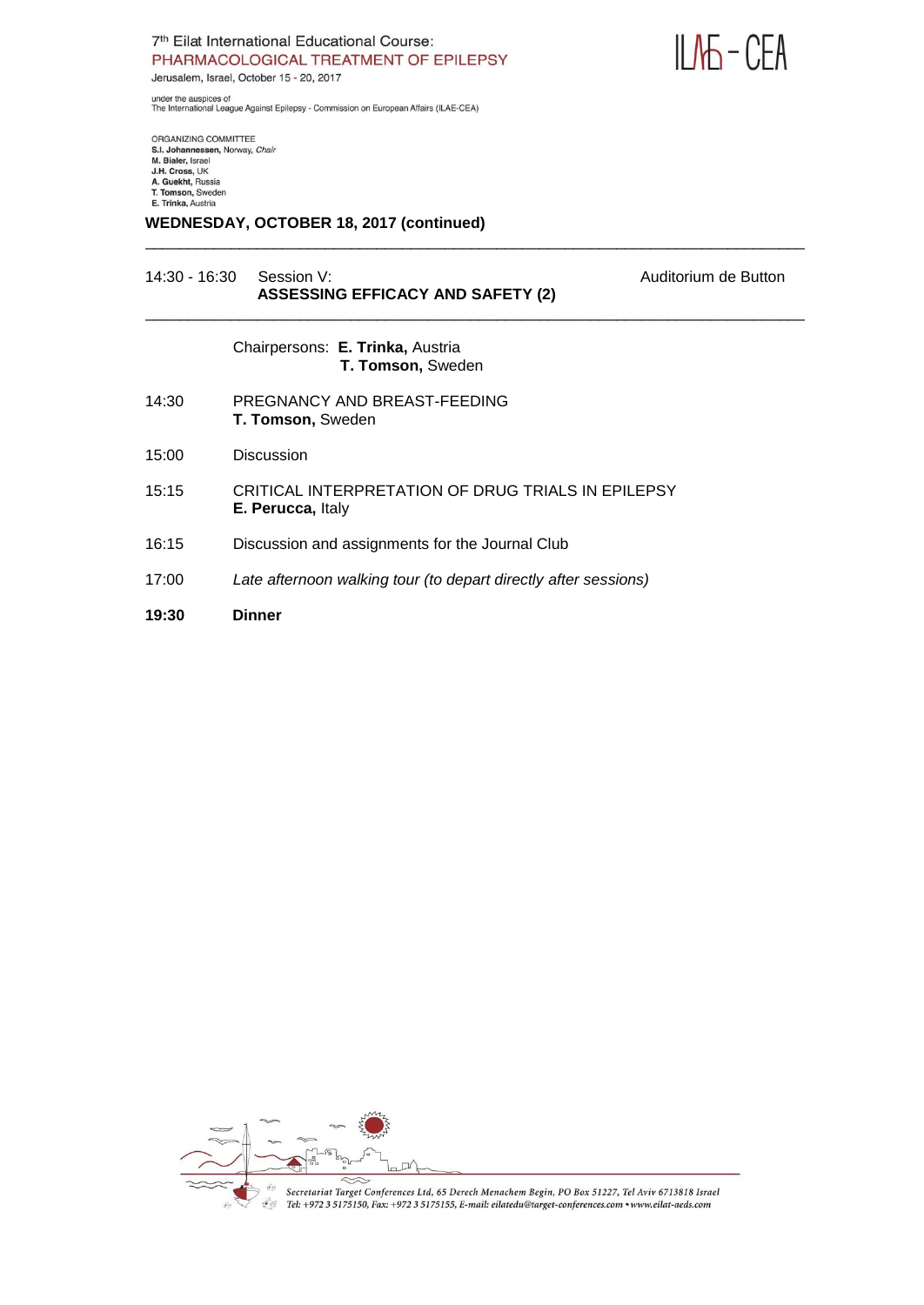WEDNESDAY, OCTOBER 18, 2017 (continued)

---

| | |
|---|---|
| 14:30 - 16:30 | Session V: **ASSESSING EFFICACY AND SAFETY (2)** — Auditorium de Button |

---

Chairpersons: **E. Trinka,** Austria
**T. Tomson,** Sweden

14:30 PREGNANCY AND BREAST-FEEDING
**T. Tomson,** Sweden

15:00 Discussion

15:15 CRITICAL INTERPRETATION OF DRUG TRIALS IN EPILEPSY
**E. Perucca,** Italy

16:15 Discussion and assignments for the Journal Club

17:00 *Late afternoon walking tour (to depart directly after sessions)*

**19:30 Dinner**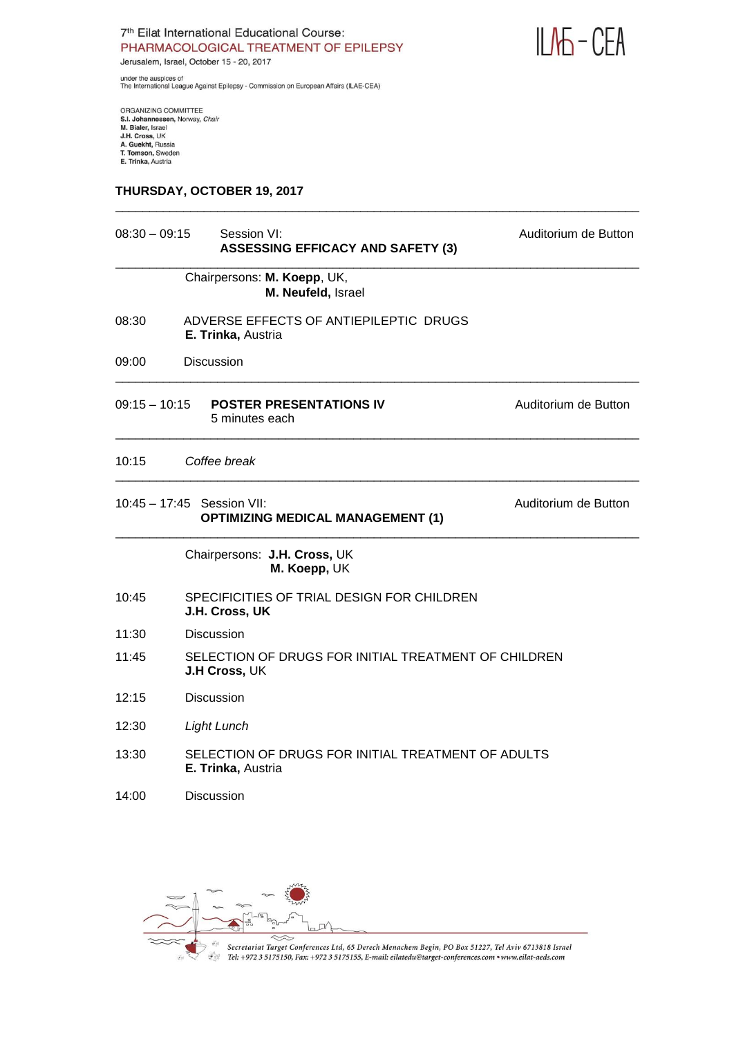7th Eilat International Educational Course:
PHARMACOLOGICAL TREATMENT OF EPILEPSY
Jerusalem, Israel, October 15 - 20, 2017

ILAE - CEA

under the auspices of
The International League Against Epilepsy - Commission on European Affairs (ILAE-CEA)

ORGANIZING COMMITTEE
**S.I. Johannessen**, Norway, *Chair*
**M. Bialer**, Israel
**J.H. Cross**, UK
**A. Guekht**, Russia
**T. Tomson**, Sweden
**E. Trinka**, Austria

## THURSDAY, OCTOBER 19, 2017

---

08:30 – 09:15 Session VI: **ASSESSING EFFICACY AND SAFETY (3)** — Auditorium de Button

---

Chairpersons: **M. Koepp**, UK,
**M. Neufeld,** Israel

08:30 ADVERSE EFFECTS OF ANTIEPILEPTIC DRUGS
**E. Trinka,** Austria

09:00 Discussion

---

09:15 – 10:15 **POSTER PRESENTATIONS IV** — Auditorium de Button
5 minutes each

---

10:15 *Coffee break*

---

10:45 – 17:45 Session VII: **OPTIMIZING MEDICAL MANAGEMENT (1)** — Auditorium de Button

---

Chairpersons: **J.H. Cross,** UK
**M. Koepp,** UK

10:45 SPECIFICITIES OF TRIAL DESIGN FOR CHILDREN
**J.H. Cross, UK**

11:30 Discussion

11:45 SELECTION OF DRUGS FOR INITIAL TREATMENT OF CHILDREN
**J.H Cross,** UK

12:15 Discussion

12:30 *Light Lunch*

13:30 SELECTION OF DRUGS FOR INITIAL TREATMENT OF ADULTS
**E. Trinka,** Austria

14:00 Discussion

*Secretariat Target Conferences Ltd, 65 Derech Menachem Begin, PO Box 51227, Tel Aviv 6713818 Israel*
*Tel: +972 3 5175150, Fax: +972 3 5175155, E-mail: eilatedu@target-conferences.com • www.eilat-aeds.com*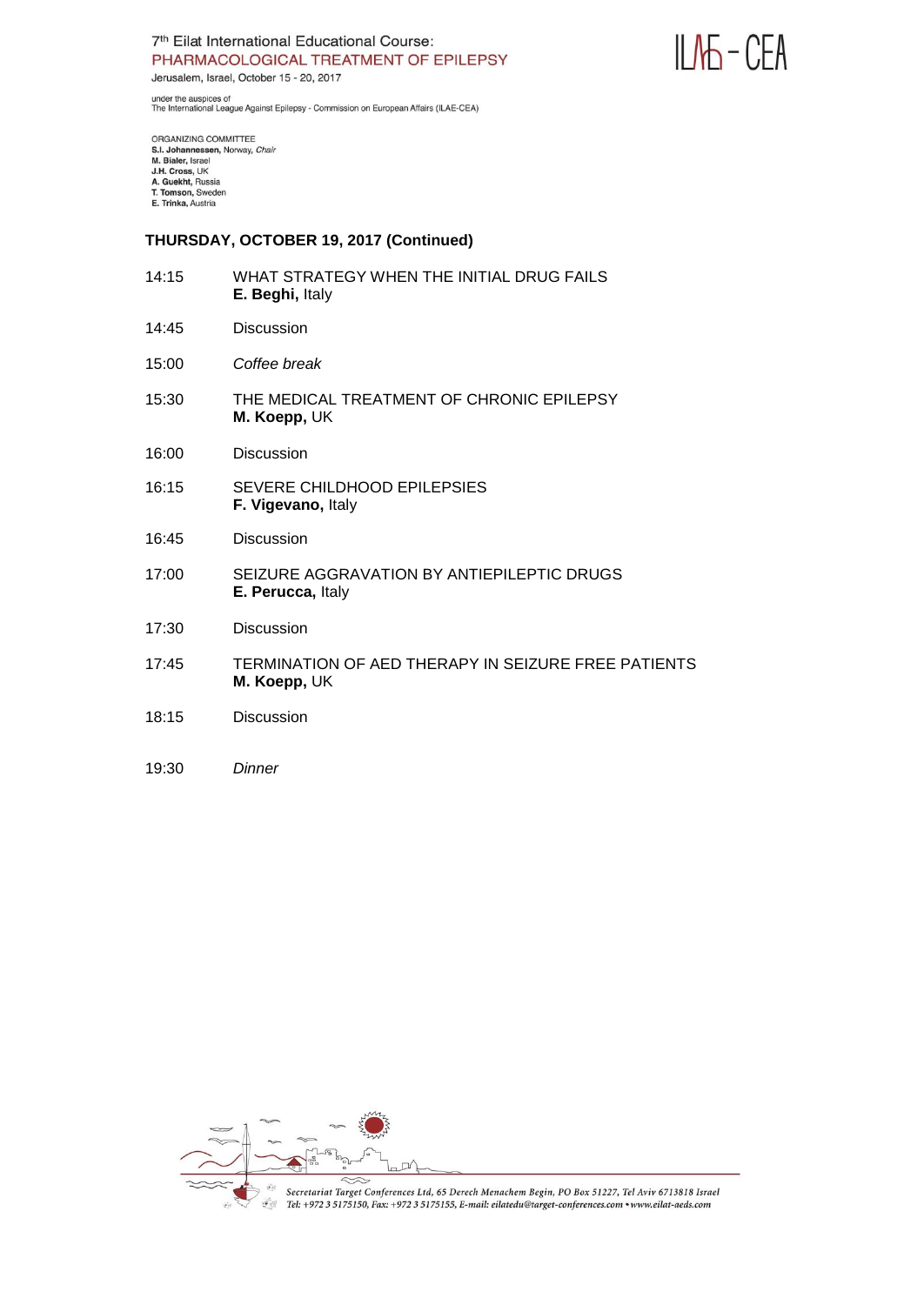## THURSDAY, OCTOBER 19, 2017 (Continued)

| | |
|---|---|
| 14:15 | WHAT STRATEGY WHEN THE INITIAL DRUG FAILS<br>**E. Beghi,** Italy |
| 14:45 | Discussion |
| 15:00 | *Coffee break* |
| 15:30 | THE MEDICAL TREATMENT OF CHRONIC EPILEPSY<br>**M. Koepp,** UK |
| 16:00 | Discussion |
| 16:15 | SEVERE CHILDHOOD EPILEPSIES<br>**F. Vigevano,** Italy |
| 16:45 | Discussion |
| 17:00 | SEIZURE AGGRAVATION BY ANTIEPILEPTIC DRUGS<br>**E. Perucca,** Italy |
| 17:30 | Discussion |
| 17:45 | TERMINATION OF AED THERAPY IN SEIZURE FREE PATIENTS<br>**M. Koepp,** UK |
| 18:15 | Discussion |
| 19:30 | *Dinner* |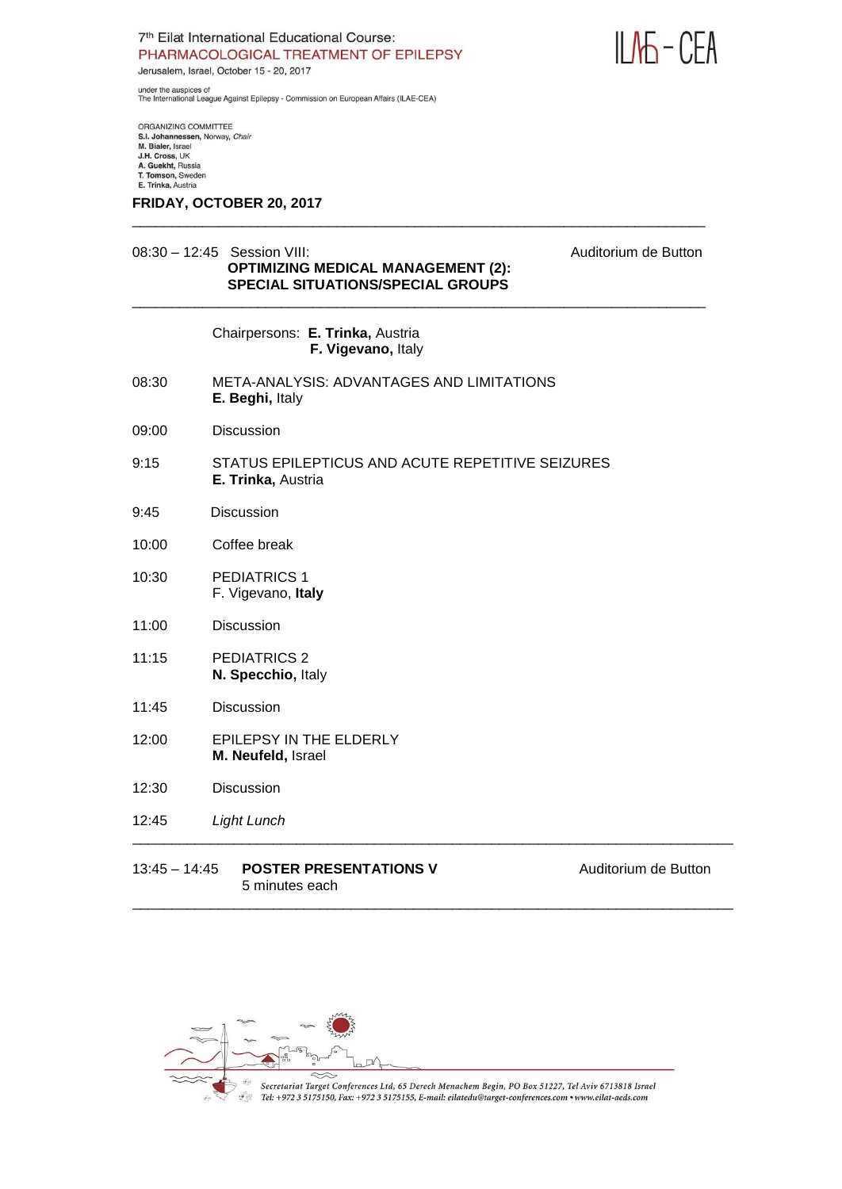7th Eilat International Educational Course:
PHARMACOLOGICAL TREATMENT OF EPILEPSY
Jerusalem, Israel, October 15 - 20, 2017

under the auspices of
The International League Against Epilepsy - Commission on European Affairs (ILAE-CEA)

ILAE - CEA

ORGANIZING COMMITTEE
**S.I. Johannessen**, Norway, *Chair*
**M. Bialer**, Israel
**J.H. Cross**, UK
**A. Guekht**, Russia
**T. Tomson**, Sweden
**E. Trinka**, Austria

## FRIDAY, OCTOBER 20, 2017

---

08:30 – 12:45 Session VIII: Auditorium de Button

**OPTIMIZING MEDICAL MANAGEMENT (2): SPECIAL SITUATIONS/SPECIAL GROUPS**

---

Chairpersons: **E. Trinka,** Austria
**F. Vigevano,** Italy

08:30 META-ANALYSIS: ADVANTAGES AND LIMITATIONS
**E. Beghi,** Italy

09:00 Discussion

9:15 STATUS EPILEPTICUS AND ACUTE REPETITIVE SEIZURES
**E. Trinka,** Austria

9:45 Discussion

10:00 Coffee break

10:30 PEDIATRICS 1
F. Vigevano, **Italy**

11:00 Discussion

11:15 PEDIATRICS 2
**N. Specchio,** Italy

11:45 Discussion

12:00 EPILEPSY IN THE ELDERLY
**M. Neufeld,** Israel

12:30 Discussion

12:45 *Light Lunch*

---

13:45 – 14:45 **POSTER PRESENTATIONS V** Auditorium de Button
5 minutes each

---

*Secretariat Target Conferences Ltd, 65 Derech Menachem Begin, PO Box 51227, Tel Aviv 6713818 Israel*
*Tel: +972 3 5175150, Fax: +972 3 5175155, E-mail: eilatedu@target-conferences.com • www.eilat-aeds.com*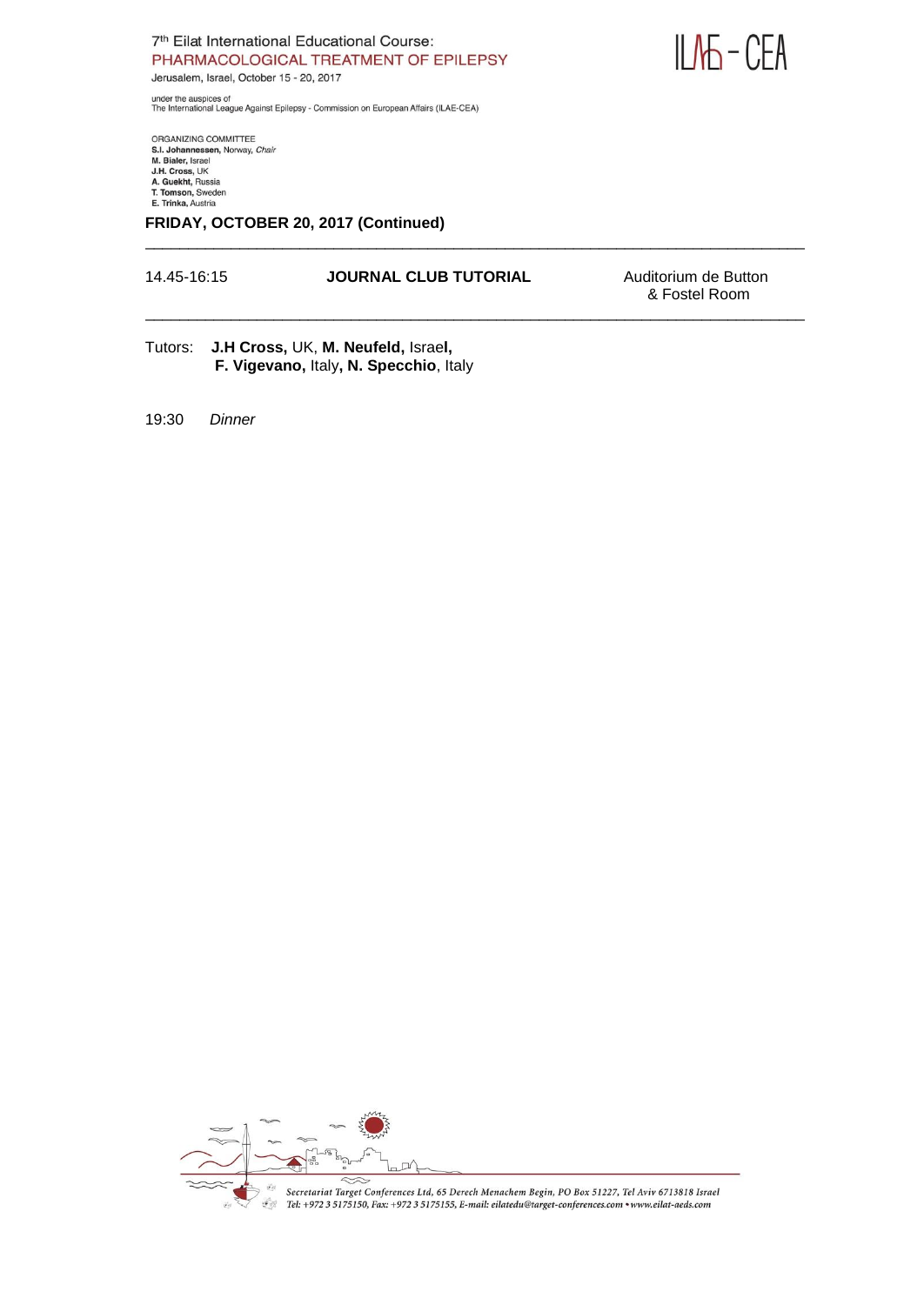## FRIDAY, OCTOBER 20, 2017 (Continued)

| | | |
|---|---|---|
| 14.45-16:15 | **JOURNAL CLUB TUTORIAL** | Auditorium de Button & Fostel Room |

Tutors: **J.H Cross,** UK, **M. Neufeld,** Israel, **F. Vigevano,** Italy, **N. Specchio**, Italy

19:30 *Dinner*